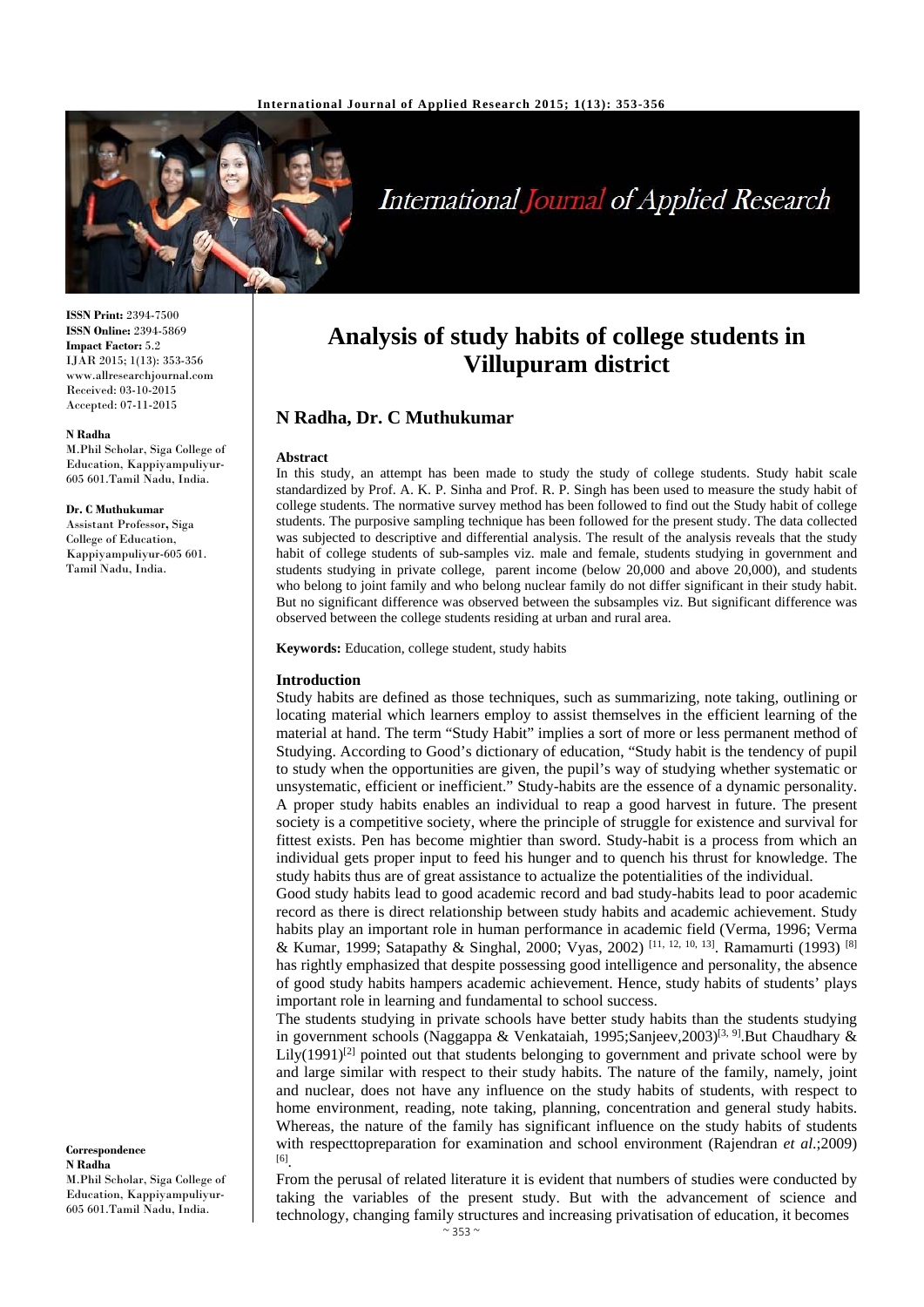**ISSN Print:** 2394-7500
**ISSN Online:** 2394-5869
**Impact Factor:** 5.2
IJAR 2015; 1(13): 353-356
www.allresearchjournal.com
Received: 03-10-2015
Accepted: 07-11-2015

**N Radha**
M.Phil Scholar, Siga College of Education, Kappiyampuliyur-605 601.Tamil Nadu, India.

**Dr. C Muthukumar**
Assistant Professor, Siga College of Education, Kappiyampuliyur-605 601. Tamil Nadu, India.

**Correspondence**
**N Radha**
M.Phil Scholar, Siga College of Education, Kappiyampuliyur-605 601.Tamil Nadu, India.

# Analysis of study habits of college students in Villupuram district

## N Radha, Dr. C Muthukumar

**Abstract**

In this study, an attempt has been made to study the study of college students. Study habit scale standardized by Prof. A. K. P. Sinha and Prof. R. P. Singh has been used to measure the study habit of college students. The normative survey method has been followed to find out the Study habit of college students. The purposive sampling technique has been followed for the present study. The data collected was subjected to descriptive and differential analysis. The result of the analysis reveals that the study habit of college students of sub-samples viz. male and female, students studying in government and students studying in private college, parent income (below 20,000 and above 20,000), and students who belong to joint family and who belong nuclear family do not differ significant in their study habit. But no significant difference was observed between the subsamples viz. But significant difference was observed between the college students residing at urban and rural area.

**Keywords:** Education, college student, study habits

### Introduction

Study habits are defined as those techniques, such as summarizing, note taking, outlining or locating material which learners employ to assist themselves in the efficient learning of the material at hand. The term "Study Habit" implies a sort of more or less permanent method of Studying. According to Good's dictionary of education, "Study habit is the tendency of pupil to study when the opportunities are given, the pupil's way of studying whether systematic or unsystematic, efficient or inefficient." Study-habits are the essence of a dynamic personality. A proper study habits enables an individual to reap a good harvest in future. The present society is a competitive society, where the principle of struggle for existence and survival for fittest exists. Pen has become mightier than sword. Study-habit is a process from which an individual gets proper input to feed his hunger and to quench his thrust for knowledge. The study habits thus are of great assistance to actualize the potentialities of the individual.

Good study habits lead to good academic record and bad study-habits lead to poor academic record as there is direct relationship between study habits and academic achievement. Study habits play an important role in human performance in academic field (Verma, 1996; Verma & Kumar, 1999; Satapathy & Singhal, 2000; Vyas, 2002) [11, 12, 10, 13]. Ramamurti (1993) [8] has rightly emphasized that despite possessing good intelligence and personality, the absence of good study habits hampers academic achievement. Hence, study habits of students' plays important role in learning and fundamental to school success.

The students studying in private schools have better study habits than the students studying in government schools (Naggappa & Venkataiah, 1995;Sanjeev,2003)[3, 9].But Chaudhary & Lily(1991)[2] pointed out that students belonging to government and private school were by and large similar with respect to their study habits. The nature of the family, namely, joint and nuclear, does not have any influence on the study habits of students, with respect to home environment, reading, note taking, planning, concentration and general study habits. Whereas, the nature of the family has significant influence on the study habits of students with respecttopreparation for examination and school environment (Rajendran *et al.*;2009) [6].

From the perusal of related literature it is evident that numbers of studies were conducted by taking the variables of the present study. But with the advancement of science and technology, changing family structures and increasing privatisation of education, it becomes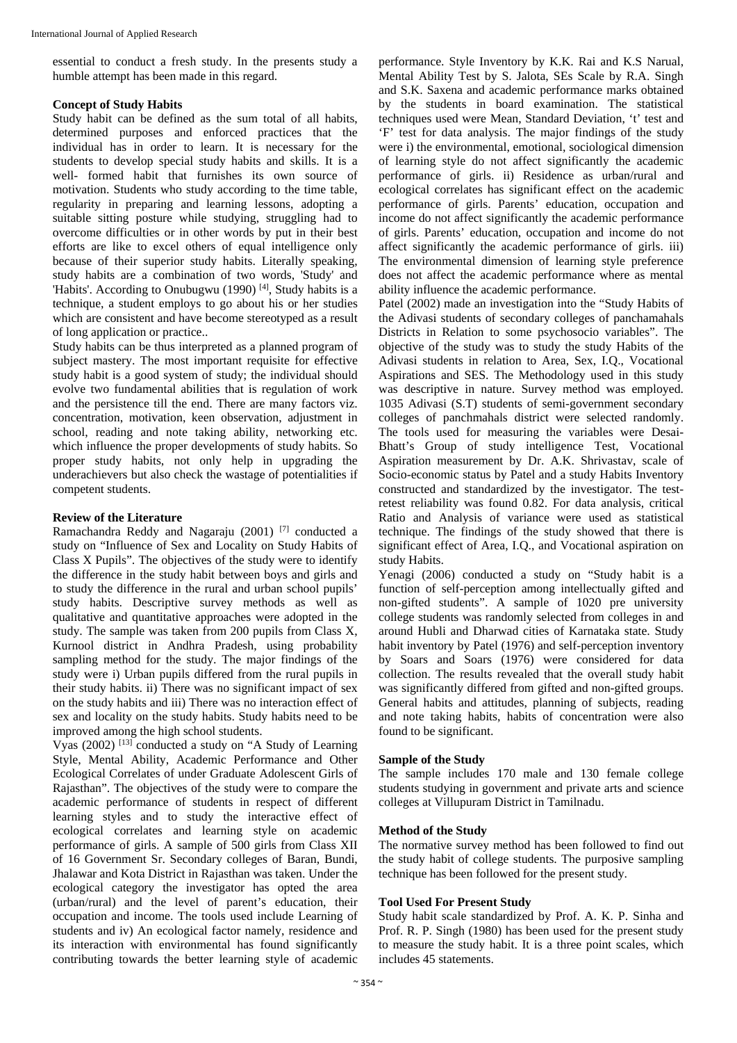essential to conduct a fresh study. In the presents study a humble attempt has been made in this regard.

### Concept of Study Habits

Study habit can be defined as the sum total of all habits, determined purposes and enforced practices that the individual has in order to learn. It is necessary for the students to develop special study habits and skills. It is a well- formed habit that furnishes its own source of motivation. Students who study according to the time table, regularity in preparing and learning lessons, adopting a suitable sitting posture while studying, struggling had to overcome difficulties or in other words by put in their best efforts are like to excel others of equal intelligence only because of their superior study habits. Literally speaking, study habits are a combination of two words, 'Study' and 'Habits'. According to Onubugwu (1990) [4], Study habits is a technique, a student employs to go about his or her studies which are consistent and have become stereotyped as a result of long application or practice..

Study habits can be thus interpreted as a planned program of subject mastery. The most important requisite for effective study habit is a good system of study; the individual should evolve two fundamental abilities that is regulation of work and the persistence till the end. There are many factors viz. concentration, motivation, keen observation, adjustment in school, reading and note taking ability, networking etc. which influence the proper developments of study habits. So proper study habits, not only help in upgrading the underachievers but also check the wastage of potentialities if competent students.

### Review of the Literature

Ramachandra Reddy and Nagaraju (2001) [7] conducted a study on "Influence of Sex and Locality on Study Habits of Class X Pupils". The objectives of the study were to identify the difference in the study habit between boys and girls and to study the difference in the rural and urban school pupils' study habits. Descriptive survey methods as well as qualitative and quantitative approaches were adopted in the study. The sample was taken from 200 pupils from Class X, Kurnool district in Andhra Pradesh, using probability sampling method for the study. The major findings of the study were i) Urban pupils differed from the rural pupils in their study habits. ii) There was no significant impact of sex on the study habits and iii) There was no interaction effect of sex and locality on the study habits. Study habits need to be improved among the high school students.

Vyas (2002) [13] conducted a study on "A Study of Learning Style, Mental Ability, Academic Performance and Other Ecological Correlates of under Graduate Adolescent Girls of Rajasthan". The objectives of the study were to compare the academic performance of students in respect of different learning styles and to study the interactive effect of ecological correlates and learning style on academic performance of girls. A sample of 500 girls from Class XII of 16 Government Sr. Secondary colleges of Baran, Bundi, Jhalawar and Kota District in Rajasthan was taken. Under the ecological category the investigator has opted the area (urban/rural) and the level of parent's education, their occupation and income. The tools used include Learning of students and iv) An ecological factor namely, residence and its interaction with environmental has found significantly contributing towards the better learning style of academic performance. Style Inventory by K.K. Rai and K.S Narual, Mental Ability Test by S. Jalota, SEs Scale by R.A. Singh and S.K. Saxena and academic performance marks obtained by the students in board examination. The statistical techniques used were Mean, Standard Deviation, 't' test and 'F' test for data analysis. The major findings of the study were i) the environmental, emotional, sociological dimension of learning style do not affect significantly the academic performance of girls. ii) Residence as urban/rural and ecological correlates has significant effect on the academic performance of girls. Parents' education, occupation and income do not affect significantly the academic performance of girls. Parents' education, occupation and income do not affect significantly the academic performance of girls. iii) The environmental dimension of learning style preference does not affect the academic performance where as mental ability influence the academic performance.

Patel (2002) made an investigation into the "Study Habits of the Adivasi students of secondary colleges of panchamahals Districts in Relation to some psychosocio variables". The objective of the study was to study the study Habits of the Adivasi students in relation to Area, Sex, I.Q., Vocational Aspirations and SES. The Methodology used in this study was descriptive in nature. Survey method was employed. 1035 Adivasi (S.T) students of semi-government secondary colleges of panchmahals district were selected randomly. The tools used for measuring the variables were Desai-Bhatt's Group of study intelligence Test, Vocational Aspiration measurement by Dr. A.K. Shrivastav, scale of Socio-economic status by Patel and a study Habits Inventory constructed and standardized by the investigator. The test-retest reliability was found 0.82. For data analysis, critical Ratio and Analysis of variance were used as statistical technique. The findings of the study showed that there is significant effect of Area, I.Q., and Vocational aspiration on study Habits.

Yenagi (2006) conducted a study on "Study habit is a function of self-perception among intellectually gifted and non-gifted students". A sample of 1020 pre university college students was randomly selected from colleges in and around Hubli and Dharwad cities of Karnataka state. Study habit inventory by Patel (1976) and self-perception inventory by Soars and Soars (1976) were considered for data collection. The results revealed that the overall study habit was significantly differed from gifted and non-gifted groups. General habits and attitudes, planning of subjects, reading and note taking habits, habits of concentration were also found to be significant.

### Sample of the Study

The sample includes 170 male and 130 female college students studying in government and private arts and science colleges at Villupuram District in Tamilnadu.

### Method of the Study

The normative survey method has been followed to find out the study habit of college students. The purposive sampling technique has been followed for the present study.

### Tool Used For Present Study

Study habit scale standardized by Prof. A. K. P. Sinha and Prof. R. P. Singh (1980) has been used for the present study to measure the study habit. It is a three point scales, which includes 45 statements.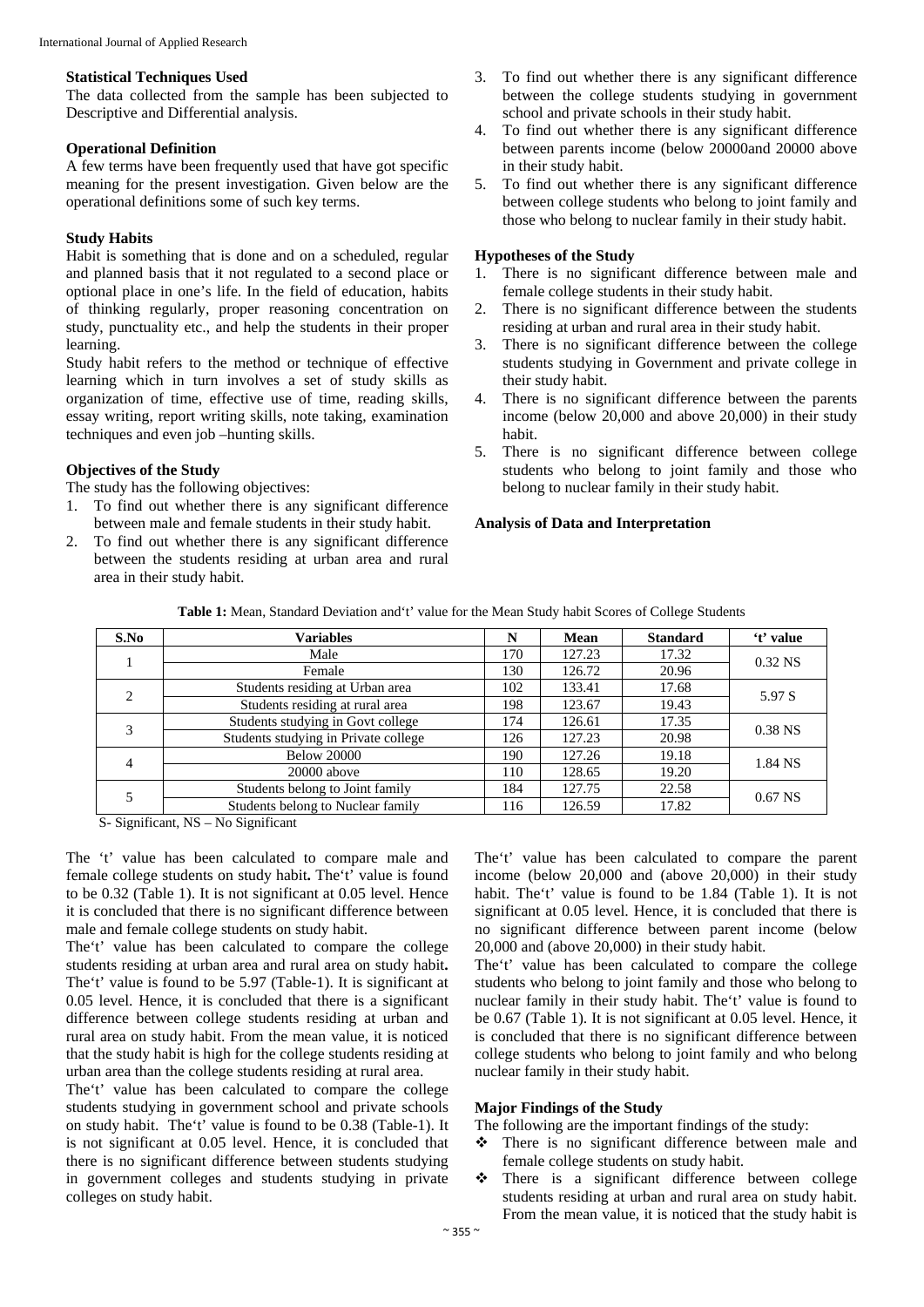### Statistical Techniques Used

The data collected from the sample has been subjected to Descriptive and Differential analysis.

### Operational Definition

A few terms have been frequently used that have got specific meaning for the present investigation. Given below are the operational definitions some of such key terms.

### Study Habits

Habit is something that is done and on a scheduled, regular and planned basis that it not regulated to a second place or optional place in one's life. In the field of education, habits of thinking regularly, proper reasoning concentration on study, punctuality etc., and help the students in their proper learning.

Study habit refers to the method or technique of effective learning which in turn involves a set of study skills as organization of time, effective use of time, reading skills, essay writing, report writing skills, note taking, examination techniques and even job –hunting skills.

### Objectives of the Study

The study has the following objectives:

1. To find out whether there is any significant difference between male and female students in their study habit.
2. To find out whether there is any significant difference between the students residing at urban area and rural area in their study habit.
3. To find out whether there is any significant difference between the college students studying in government school and private schools in their study habit.
4. To find out whether there is any significant difference between parents income (below 20000and 20000 above in their study habit.
5. To find out whether there is any significant difference between college students who belong to joint family and those who belong to nuclear family in their study habit.

### Hypotheses of the Study

1. There is no significant difference between male and female college students in their study habit.
2. There is no significant difference between the students residing at urban and rural area in their study habit.
3. There is no significant difference between the college students studying in Government and private college in their study habit.
4. There is no significant difference between the parents income (below 20,000 and above 20,000) in their study habit.
5. There is no significant difference between college students who belong to joint family and those who belong to nuclear family in their study habit.

### Analysis of Data and Interpretation

**Table 1:** Mean, Standard Deviation and't' value for the Mean Study habit Scores of College Students

| S.No | Variables | N | Mean | Standard | 't' value |
|---|---|---|---|---|---|
| 1 | Male | 170 | 127.23 | 17.32 | 0.32 NS |
| | Female | 130 | 126.72 | 20.96 | |
| 2 | Students residing at Urban area | 102 | 133.41 | 17.68 | 5.97 S |
| | Students residing at rural area | 198 | 123.67 | 19.43 | |
| 3 | Students studying in Govt college | 174 | 126.61 | 17.35 | 0.38 NS |
| | Students studying in Private college | 126 | 127.23 | 20.98 | |
| 4 | Below 20000 | 190 | 127.26 | 19.18 | 1.84 NS |
| | 20000 above | 110 | 128.65 | 19.20 | |
| 5 | Students belong to Joint family | 184 | 127.75 | 22.58 | 0.67 NS |
| | Students belong to Nuclear family | 116 | 126.59 | 17.82 | |

S- Significant, NS – No Significant

The 't' value has been calculated to compare male and female college students on study habit**.** The't' value is found to be 0.32 (Table 1). It is not significant at 0.05 level. Hence it is concluded that there is no significant difference between male and female college students on study habit.

The't' value has been calculated to compare the college students residing at urban area and rural area on study habit**.** The't' value is found to be 5.97 (Table-1). It is significant at 0.05 level. Hence, it is concluded that there is a significant difference between college students residing at urban and rural area on study habit. From the mean value, it is noticed that the study habit is high for the college students residing at urban area than the college students residing at rural area.

The't' value has been calculated to compare the college students studying in government school and private schools on study habit. The't' value is found to be 0.38 (Table-1). It is not significant at 0.05 level. Hence, it is concluded that there is no significant difference between students studying in government colleges and students studying in private colleges on study habit.

The't' value has been calculated to compare the parent income (below 20,000 and (above 20,000) in their study habit. The't' value is found to be 1.84 (Table 1). It is not significant at 0.05 level. Hence, it is concluded that there is no significant difference between parent income (below 20,000 and (above 20,000) in their study habit.

The't' value has been calculated to compare the college students who belong to joint family and those who belong to nuclear family in their study habit. The't' value is found to be 0.67 (Table 1). It is not significant at 0.05 level. Hence, it is concluded that there is no significant difference between college students who belong to joint family and who belong nuclear family in their study habit.

### Major Findings of the Study

The following are the important findings of the study:

- There is no significant difference between male and female college students on study habit.
- There is a significant difference between college students residing at urban and rural area on study habit. From the mean value, it is noticed that the study habit is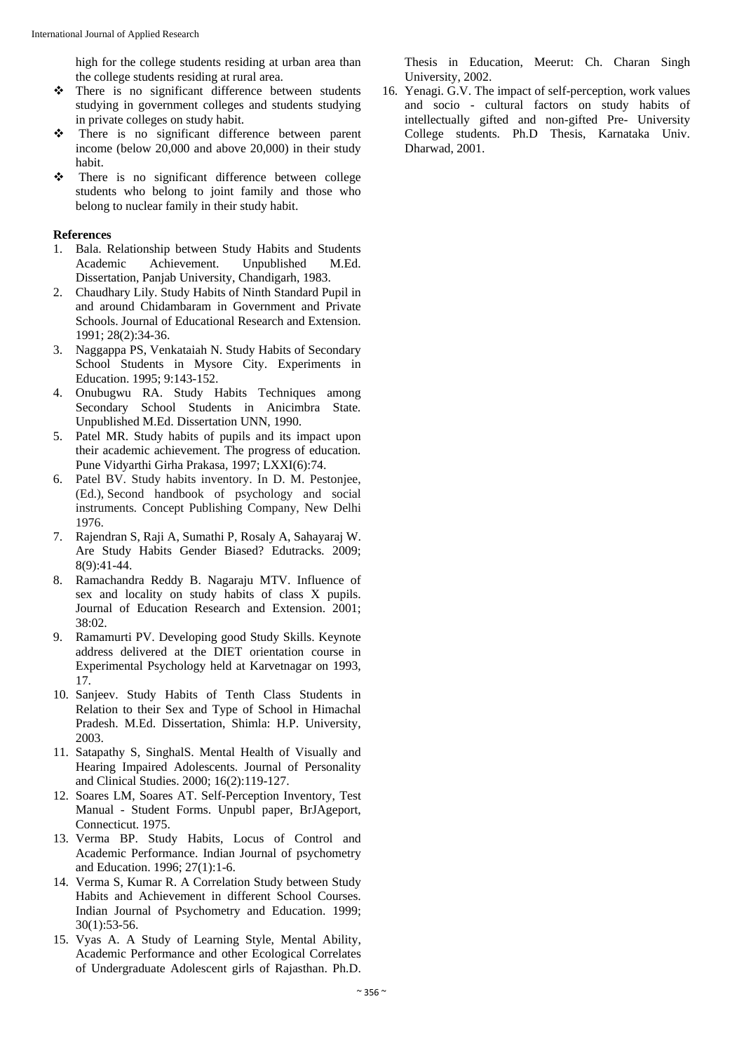high for the college students residing at urban area than the college students residing at rural area.

- There is no significant difference between students studying in government colleges and students studying in private colleges on study habit.
- There is no significant difference between parent income (below 20,000 and above 20,000) in their study habit.
- There is no significant difference between college students who belong to joint family and those who belong to nuclear family in their study habit.

**References**

1. Bala. Relationship between Study Habits and Students Academic Achievement. Unpublished M.Ed. Dissertation, Panjab University, Chandigarh, 1983.
2. Chaudhary Lily. Study Habits of Ninth Standard Pupil in and around Chidambaram in Government and Private Schools. Journal of Educational Research and Extension. 1991; 28(2):34-36.
3. Naggappa PS, Venkataiah N. Study Habits of Secondary School Students in Mysore City. Experiments in Education. 1995; 9:143-152.
4. Onubugwu RA. Study Habits Techniques among Secondary School Students in Anicimbra State. Unpublished M.Ed. Dissertation UNN, 1990.
5. Patel MR. Study habits of pupils and its impact upon their academic achievement. The progress of education. Pune Vidyarthi Girha Prakasa, 1997; LXXI(6):74.
6. Patel BV. Study habits inventory. In D. M. Pestonjee, (Ed.), Second handbook of psychology and social instruments. Concept Publishing Company, New Delhi 1976.
7. Rajendran S, Raji A, Sumathi P, Rosaly A, Sahayaraj W. Are Study Habits Gender Biased? Edutracks. 2009; 8(9):41-44.
8. Ramachandra Reddy B. Nagaraju MTV. Influence of sex and locality on study habits of class X pupils. Journal of Education Research and Extension. 2001; 38:02.
9. Ramamurti PV. Developing good Study Skills. Keynote address delivered at the DIET orientation course in Experimental Psychology held at Karvetnagar on 1993, 17.
10. Sanjeev. Study Habits of Tenth Class Students in Relation to their Sex and Type of School in Himachal Pradesh. M.Ed. Dissertation, Shimla: H.P. University, 2003.
11. Satapathy S, SinghalS. Mental Health of Visually and Hearing Impaired Adolescents. Journal of Personality and Clinical Studies. 2000; 16(2):119-127.
12. Soares LM, Soares AT. Self-Perception Inventory, Test Manual - Student Forms. Unpubl paper, BrJAgeport, Connecticut. 1975.
13. Verma BP. Study Habits, Locus of Control and Academic Performance. Indian Journal of psychometry and Education. 1996; 27(1):1-6.
14. Verma S, Kumar R. A Correlation Study between Study Habits and Achievement in different School Courses. Indian Journal of Psychometry and Education. 1999; 30(1):53-56.
15. Vyas A. A Study of Learning Style, Mental Ability, Academic Performance and other Ecological Correlates of Undergraduate Adolescent girls of Rajasthan. Ph.D. Thesis in Education, Meerut: Ch. Charan Singh University, 2002.
16. Yenagi. G.V. The impact of self-perception, work values and socio - cultural factors on study habits of intellectually gifted and non-gifted Pre- University College students. Ph.D Thesis, Karnataka Univ. Dharwad, 2001.